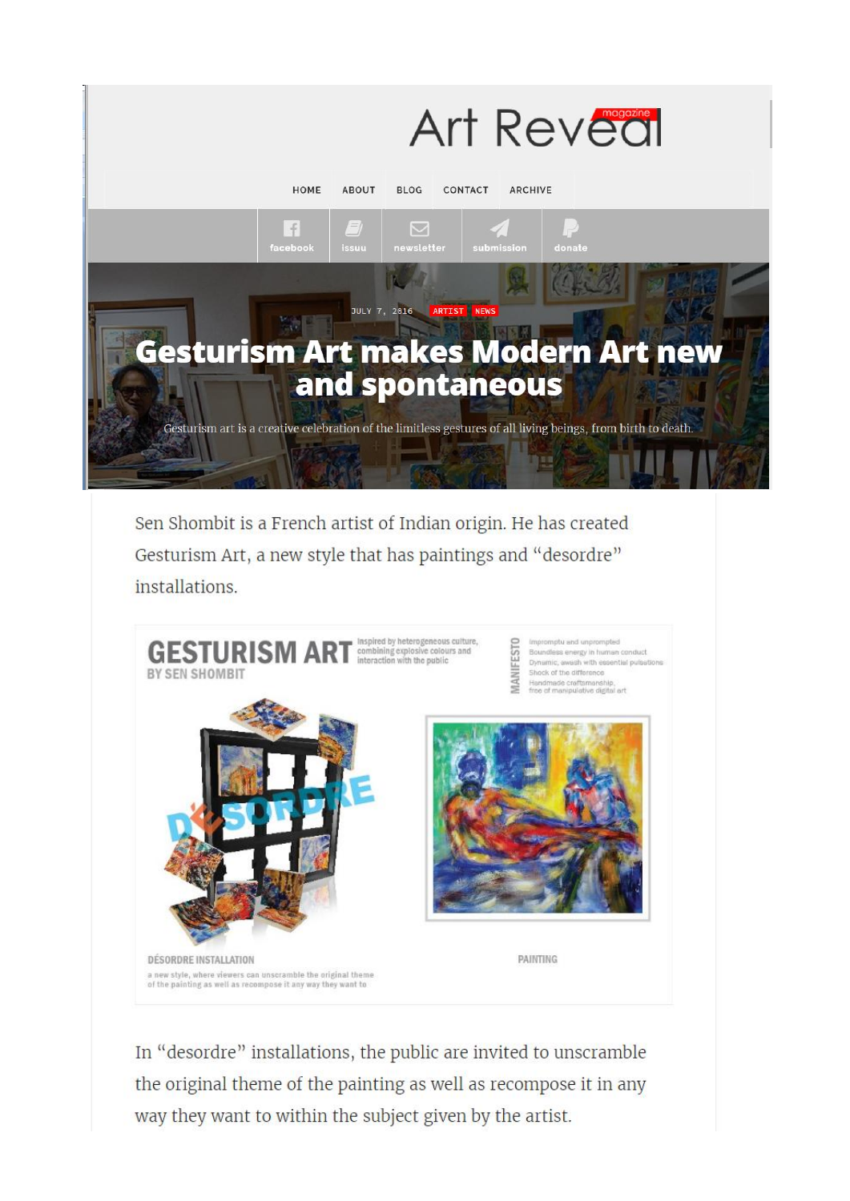Art Reveal magazine

HOME ABOUT BLOG CONTACT ARCHIVE

facebook issuu newsletter submission donate

JULY 7, 2016 ARTIST NEWS

# Gesturism Art makes Modern Art new and spontaneous

Gesturism art is a creative celebration of the limitless gestures of all living beings, from birth to death.

Sen Shombit is a French artist of Indian origin. He has created Gesturism Art, a new style that has paintings and "desordre" installations.

**GESTURISM ART** BY SEN SHOMBIT

Inspired by heterogeneous culture, combining explosive colours and interaction with the public

MANIFESTO
- Impromptu and unprompted
- Boundless energy in human conduct
- Dynamic, awash with essential pulsations
- Shock of the difference
- Handmade craftsmanship, free of manipulative digital art

DÉSORDRE

DÉSORDRE INSTALLATION

a new style, where viewers can unscramble the original theme of the painting as well as recompose it any way they want to

PAINTING

In "desordre" installations, the public are invited to unscramble the original theme of the painting as well as recompose it in any way they want to within the subject given by the artist.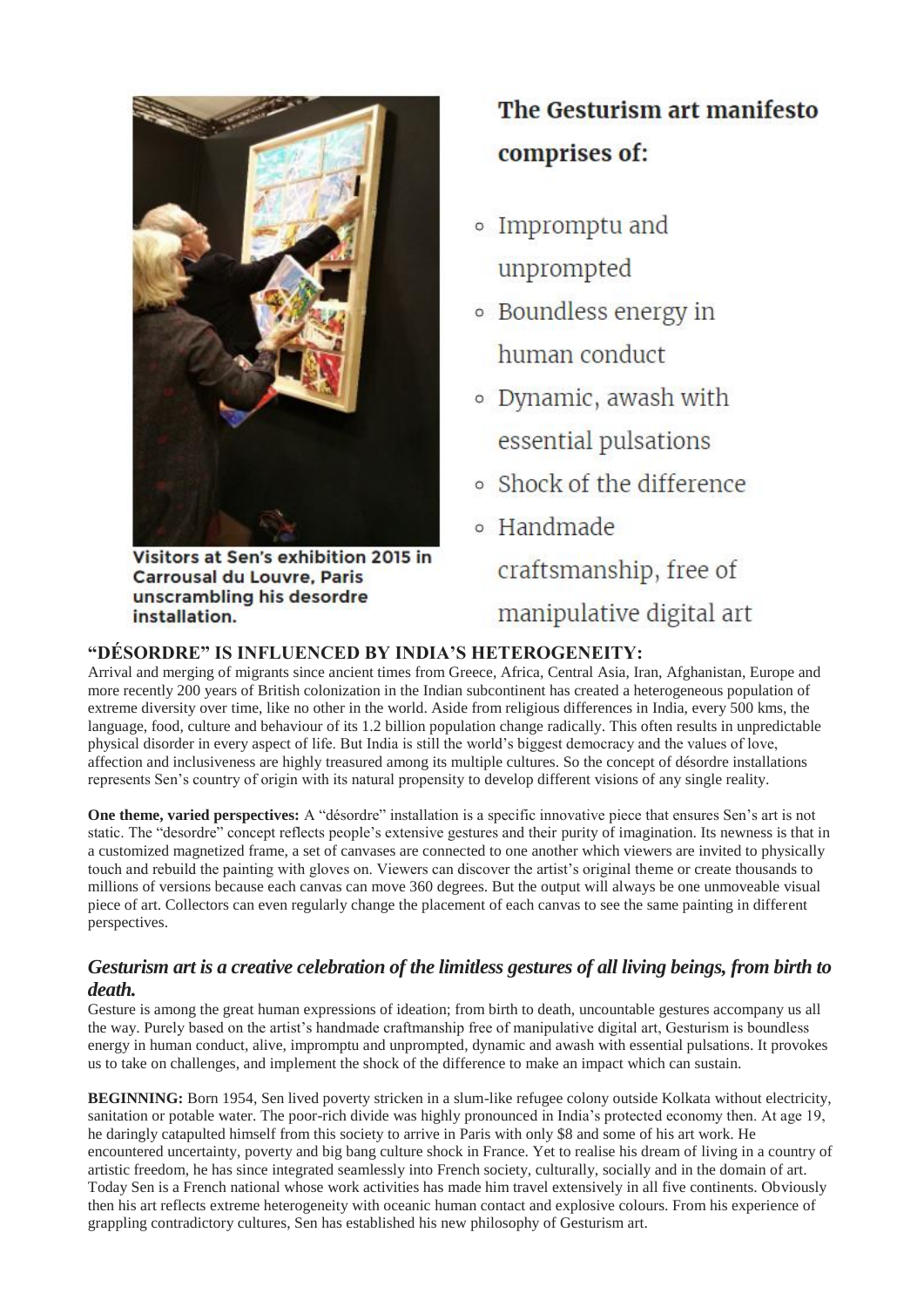Visitors at Sen's exhibition 2015 in Carrousal du Louvre, Paris unscrambling his desordre installation.

## The Gesturism art manifesto comprises of:

- Impromptu and unprompted
- Boundless energy in human conduct
- Dynamic, awash with essential pulsations
- Shock of the difference
- Handmade craftsmanship, free of manipulative digital art

### "DÉSORDRE" IS INFLUENCED BY INDIA'S HETEROGENEITY:

Arrival and merging of migrants since ancient times from Greece, Africa, Central Asia, Iran, Afghanistan, Europe and more recently 200 years of British colonization in the Indian subcontinent has created a heterogeneous population of extreme diversity over time, like no other in the world. Aside from religious differences in India, every 500 kms, the language, food, culture and behaviour of its 1.2 billion population change radically. This often results in unpredictable physical disorder in every aspect of life. But India is still the world's biggest democracy and the values of love, affection and inclusiveness are highly treasured among its multiple cultures. So the concept of désordre installations represents Sen's country of origin with its natural propensity to develop different visions of any single reality.

**One theme, varied perspectives:** A "désordre" installation is a specific innovative piece that ensures Sen's art is not static. The "desordre" concept reflects people's extensive gestures and their purity of imagination. Its newness is that in a customized magnetized frame, a set of canvases are connected to one another which viewers are invited to physically touch and rebuild the painting with gloves on. Viewers can discover the artist's original theme or create thousands to millions of versions because each canvas can move 360 degrees. But the output will always be one unmoveable visual piece of art. Collectors can even regularly change the placement of each canvas to see the same painting in different perspectives.

### *Gesturism art is a creative celebration of the limitless gestures of all living beings, from birth to death.*

Gesture is among the great human expressions of ideation; from birth to death, uncountable gestures accompany us all the way. Purely based on the artist's handmade craftmanship free of manipulative digital art, Gesturism is boundless energy in human conduct, alive, impromptu and unprompted, dynamic and awash with essential pulsations. It provokes us to take on challenges, and implement the shock of the difference to make an impact which can sustain.

**BEGINNING:** Born 1954, Sen lived poverty stricken in a slum-like refugee colony outside Kolkata without electricity, sanitation or potable water. The poor-rich divide was highly pronounced in India's protected economy then. At age 19, he daringly catapulted himself from this society to arrive in Paris with only $8 and some of his art work. He encountered uncertainty, poverty and big bang culture shock in France. Yet to realise his dream of living in a country of artistic freedom, he has since integrated seamlessly into French society, culturally, socially and in the domain of art. Today Sen is a French national whose work activities has made him travel extensively in all five continents. Obviously then his art reflects extreme heterogeneity with oceanic human contact and explosive colours. From his experience of grappling contradictory cultures, Sen has established his new philosophy of Gesturism art.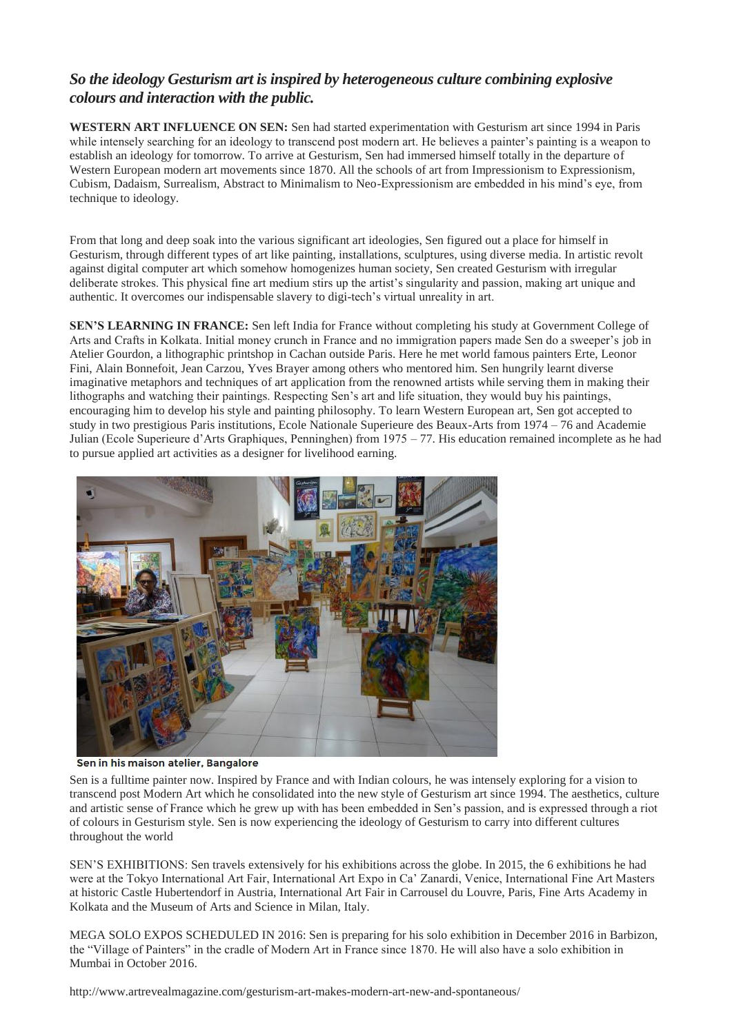***So the ideology Gesturism art is inspired by heterogeneous culture combining explosive colours and interaction with the public.***

**WESTERN ART INFLUENCE ON SEN:** Sen had started experimentation with Gesturism art since 1994 in Paris while intensely searching for an ideology to transcend post modern art. He believes a painter's painting is a weapon to establish an ideology for tomorrow. To arrive at Gesturism, Sen had immersed himself totally in the departure of Western European modern art movements since 1870. All the schools of art from Impressionism to Expressionism, Cubism, Dadaism, Surrealism, Abstract to Minimalism to Neo-Expressionism are embedded in his mind's eye, from technique to ideology.

From that long and deep soak into the various significant art ideologies, Sen figured out a place for himself in Gesturism, through different types of art like painting, installations, sculptures, using diverse media. In artistic revolt against digital computer art which somehow homogenizes human society, Sen created Gesturism with irregular deliberate strokes. This physical fine art medium stirs up the artist's singularity and passion, making art unique and authentic. It overcomes our indispensable slavery to digi-tech's virtual unreality in art.

**SEN'S LEARNING IN FRANCE:** Sen left India for France without completing his study at Government College of Arts and Crafts in Kolkata. Initial money crunch in France and no immigration papers made Sen do a sweeper's job in Atelier Gourdon, a lithographic printshop in Cachan outside Paris. Here he met world famous painters Erte, Leonor Fini, Alain Bonnefoit, Jean Carzou, Yves Brayer among others who mentored him. Sen hungrily learnt diverse imaginative metaphors and techniques of art application from the renowned artists while serving them in making their lithographs and watching their paintings. Respecting Sen's art and life situation, they would buy his paintings, encouraging him to develop his style and painting philosophy. To learn Western European art, Sen got accepted to study in two prestigious Paris institutions, Ecole Nationale Superieure des Beaux-Arts from 1974 – 76 and Academie Julian (Ecole Superieure d'Arts Graphiques, Penninghen) from 1975 – 77. His education remained incomplete as he had to pursue applied art activities as a designer for livelihood earning.

Sen in his maison atelier, Bangalore

Sen is a fulltime painter now. Inspired by France and with Indian colours, he was intensely exploring for a vision to transcend post Modern Art which he consolidated into the new style of Gesturism art since 1994. The aesthetics, culture and artistic sense of France which he grew up with has been embedded in Sen's passion, and is expressed through a riot of colours in Gesturism style. Sen is now experiencing the ideology of Gesturism to carry into different cultures throughout the world

SEN'S EXHIBITIONS: Sen travels extensively for his exhibitions across the globe. In 2015, the 6 exhibitions he had were at the Tokyo International Art Fair, International Art Expo in Ca' Zanardi, Venice, International Fine Art Masters at historic Castle Hubertendorf in Austria, International Art Fair in Carrousel du Louvre, Paris, Fine Arts Academy in Kolkata and the Museum of Arts and Science in Milan, Italy.

MEGA SOLO EXPOS SCHEDULED IN 2016: Sen is preparing for his solo exhibition in December 2016 in Barbizon, the "Village of Painters" in the cradle of Modern Art in France since 1870. He will also have a solo exhibition in Mumbai in October 2016.

http://www.artrevealmagazine.com/gesturism-art-makes-modern-art-new-and-spontaneous/